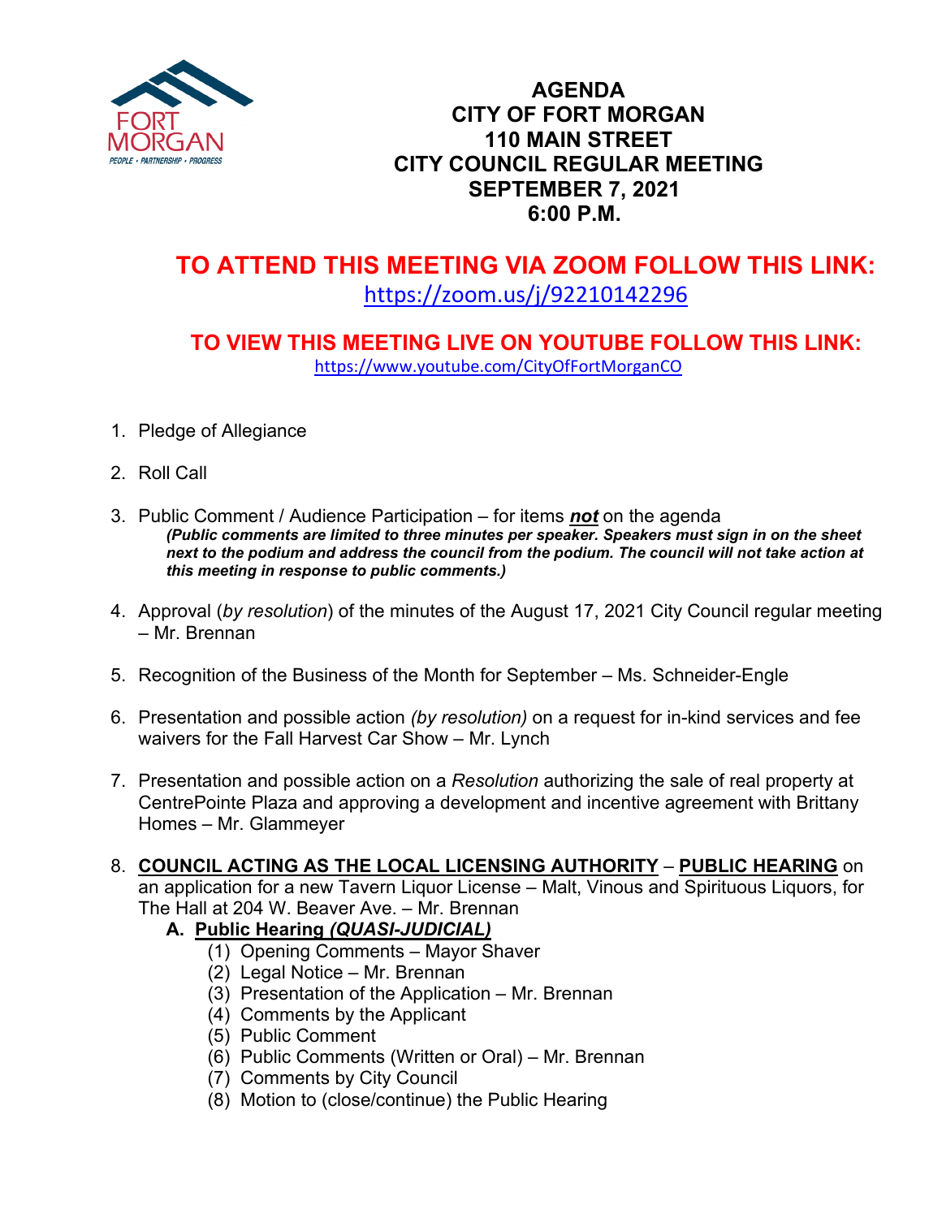# AGENDA
# CITY OF FORT MORGAN
# 110 MAIN STREET
# CITY COUNCIL REGULAR MEETING
# SEPTEMBER 7, 2021
# 6:00 P.M.

## TO ATTEND THIS MEETING VIA ZOOM FOLLOW THIS LINK:
https://zoom.us/j/92210142296

### TO VIEW THIS MEETING LIVE ON YOUTUBE FOLLOW THIS LINK:
https://www.youtube.com/CityOfFortMorganCO

1. Pledge of Allegiance

2. Roll Call

3. Public Comment / Audience Participation – for items ***not*** on the agenda
   ***(Public comments are limited to three minutes per speaker. Speakers must sign in on the sheet next to the podium and address the council from the podium. The council will not take action at this meeting in response to public comments.)***

4. Approval (*by resolution*) of the minutes of the August 17, 2021 City Council regular meeting – Mr. Brennan

5. Recognition of the Business of the Month for September – Ms. Schneider-Engle

6. Presentation and possible action *(by resolution)* on a request for in-kind services and fee waivers for the Fall Harvest Car Show – Mr. Lynch

7. Presentation and possible action on a *Resolution* authorizing the sale of real property at CentrePointe Plaza and approving a development and incentive agreement with Brittany Homes – Mr. Glammeyer

8. **COUNCIL ACTING AS THE LOCAL LICENSING AUTHORITY** – **PUBLIC HEARING** on an application for a new Tavern Liquor License – Malt, Vinous and Spirituous Liquors, for The Hall at 204 W. Beaver Ave. – Mr. Brennan
   **A. Public Hearing *(QUASI-JUDICIAL)***
      (1) Opening Comments – Mayor Shaver
      (2) Legal Notice – Mr. Brennan
      (3) Presentation of the Application – Mr. Brennan
      (4) Comments by the Applicant
      (5) Public Comment
      (6) Public Comments (Written or Oral) – Mr. Brennan
      (7) Comments by City Council
      (8) Motion to (close/continue) the Public Hearing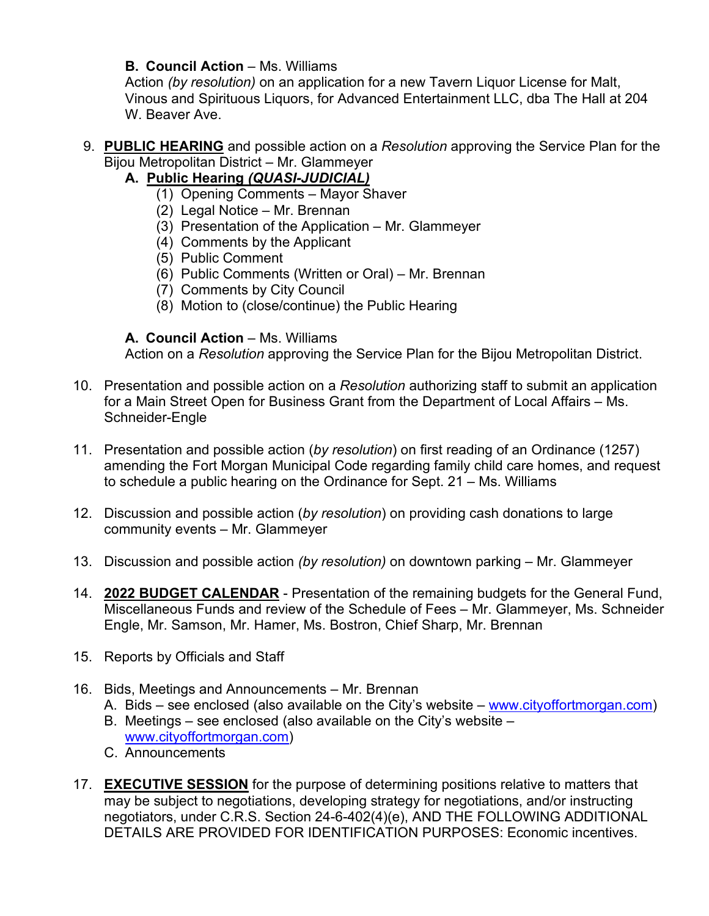**B. Council Action** – Ms. Williams
Action *(by resolution)* on an application for a new Tavern Liquor License for Malt, Vinous and Spirituous Liquors, for Advanced Entertainment LLC, dba The Hall at 204 W. Beaver Ave.

9. **PUBLIC HEARING** and possible action on a *Resolution* approving the Service Plan for the Bijou Metropolitan District – Mr. Glammeyer

   **A. Public Hearing *(QUASI-JUDICIAL)***
   (1) Opening Comments – Mayor Shaver
   (2) Legal Notice – Mr. Brennan
   (3) Presentation of the Application – Mr. Glammeyer
   (4) Comments by the Applicant
   (5) Public Comment
   (6) Public Comments (Written or Oral) – Mr. Brennan
   (7) Comments by City Council
   (8) Motion to (close/continue) the Public Hearing

   **A. Council Action** – Ms. Williams
   Action on a *Resolution* approving the Service Plan for the Bijou Metropolitan District.

10. Presentation and possible action on a *Resolution* authorizing staff to submit an application for a Main Street Open for Business Grant from the Department of Local Affairs – Ms. Schneider-Engle

11. Presentation and possible action (*by resolution*) on first reading of an Ordinance (1257) amending the Fort Morgan Municipal Code regarding family child care homes, and request to schedule a public hearing on the Ordinance for Sept. 21 – Ms. Williams

12. Discussion and possible action (*by resolution*) on providing cash donations to large community events – Mr. Glammeyer

13. Discussion and possible action *(by resolution)* on downtown parking – Mr. Glammeyer

14. **2022 BUDGET CALENDAR** - Presentation of the remaining budgets for the General Fund, Miscellaneous Funds and review of the Schedule of Fees – Mr. Glammeyer, Ms. Schneider Engle, Mr. Samson, Mr. Hamer, Ms. Bostron, Chief Sharp, Mr. Brennan

15. Reports by Officials and Staff

16. Bids, Meetings and Announcements – Mr. Brennan
   A. Bids – see enclosed (also available on the City's website – www.cityoffortmorgan.com)
   B. Meetings – see enclosed (also available on the City's website – www.cityoffortmorgan.com)
   C. Announcements

17. **EXECUTIVE SESSION** for the purpose of determining positions relative to matters that may be subject to negotiations, developing strategy for negotiations, and/or instructing negotiators, under C.R.S. Section 24-6-402(4)(e), AND THE FOLLOWING ADDITIONAL DETAILS ARE PROVIDED FOR IDENTIFICATION PURPOSES: Economic incentives.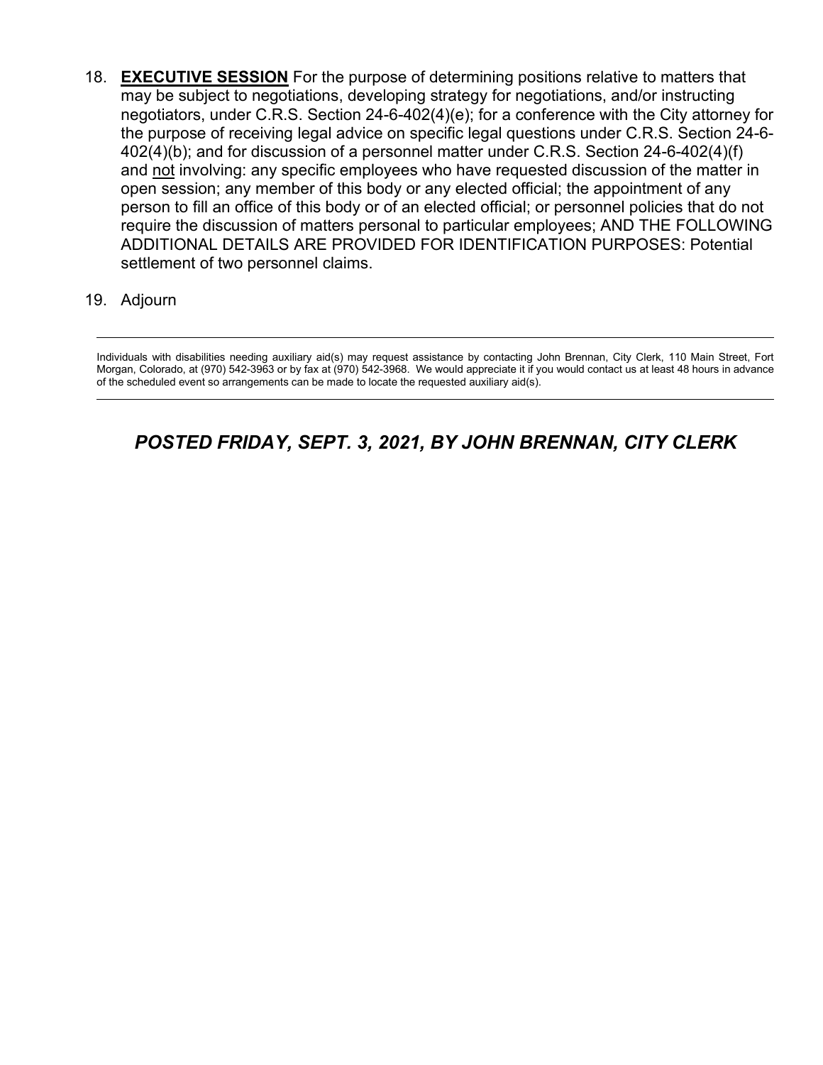18. **EXECUTIVE SESSION** For the purpose of determining positions relative to matters that may be subject to negotiations, developing strategy for negotiations, and/or instructing negotiators, under C.R.S. Section 24-6-402(4)(e); for a conference with the City attorney for the purpose of receiving legal advice on specific legal questions under C.R.S. Section 24-6-402(4)(b); and for discussion of a personnel matter under C.R.S. Section 24-6-402(4)(f) and not involving: any specific employees who have requested discussion of the matter in open session; any member of this body or any elected official; the appointment of any person to fill an office of this body or of an elected official; or personnel policies that do not require the discussion of matters personal to particular employees; AND THE FOLLOWING ADDITIONAL DETAILS ARE PROVIDED FOR IDENTIFICATION PURPOSES: Potential settlement of two personnel claims.

19. Adjourn

---

Individuals with disabilities needing auxiliary aid(s) may request assistance by contacting John Brennan, City Clerk, 110 Main Street, Fort Morgan, Colorado, at (970) 542-3963 or by fax at (970) 542-3968. We would appreciate it if you would contact us at least 48 hours in advance of the scheduled event so arrangements can be made to locate the requested auxiliary aid(s).

---

***POSTED FRIDAY, SEPT. 3, 2021, BY JOHN BRENNAN, CITY CLERK***